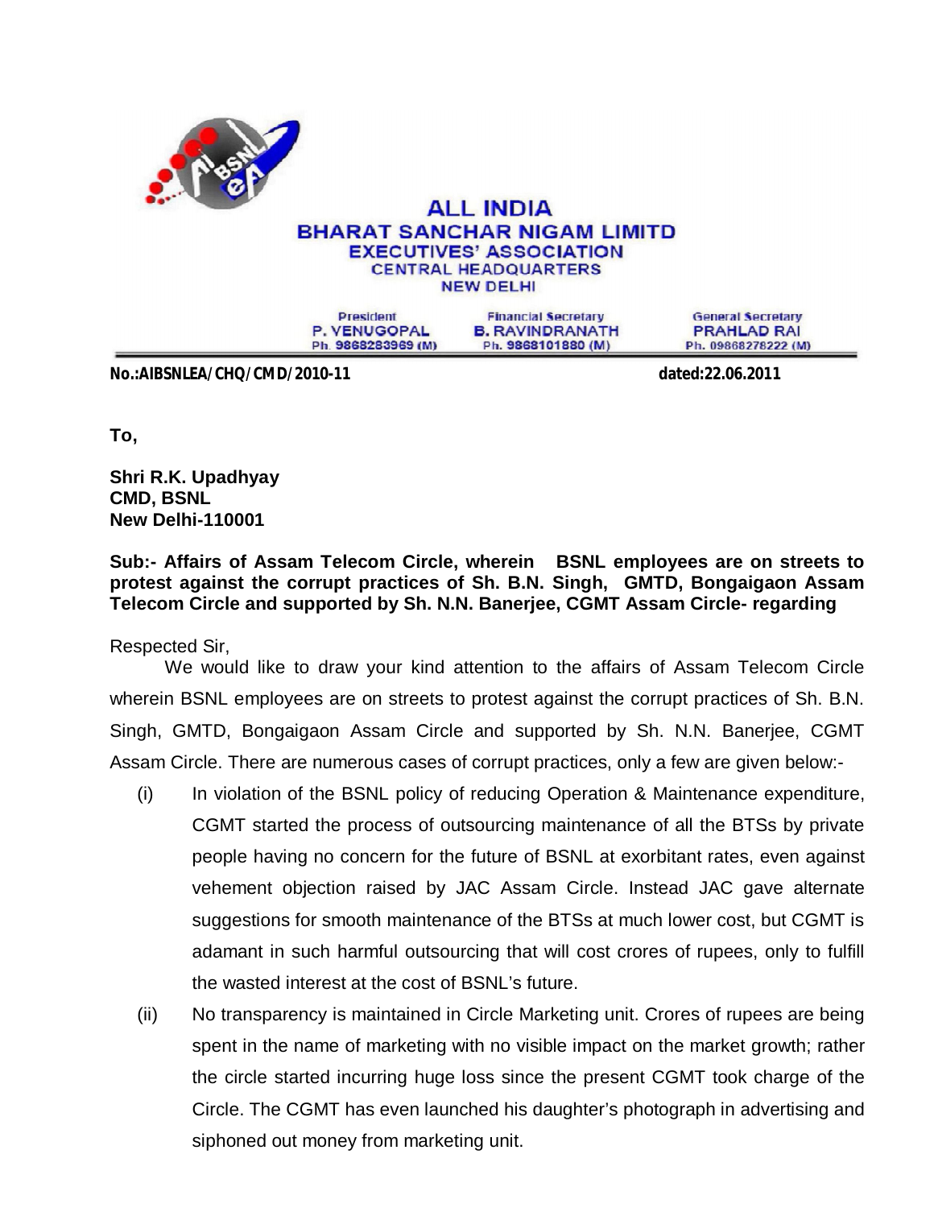# ALL INDIA
## BHARAT SANCHAR NIGAM LIMITD
### EXECUTIVES' ASSOCIATION
### CENTRAL HEADQUARTERS
### NEW DELHI

| President | Financial Secretary | General Secretary |
|---|---|---|
| P. VENUGOPAL | B. RAVINDRANATH | PRAHLAD RAI |
| Ph. 9868283969 (M) | Ph. 9868101880 (M) | Ph. 09868278222 (M) |

**No.:AIBSNLEA/CHQ/CMD/2010-11** **dated:22.06.2011**

**To,**

**Shri R.K. Upadhyay**
**CMD, BSNL**
**New Delhi-110001**

**Sub:- Affairs of Assam Telecom Circle, wherein BSNL employees are on streets to protest against the corrupt practices of Sh. B.N. Singh, GMTD, Bongaigaon Assam Telecom Circle and supported by Sh. N.N. Banerjee, CGMT Assam Circle- regarding**

Respected Sir,

We would like to draw your kind attention to the affairs of Assam Telecom Circle wherein BSNL employees are on streets to protest against the corrupt practices of Sh. B.N. Singh, GMTD, Bongaigaon Assam Circle and supported by Sh. N.N. Banerjee, CGMT Assam Circle. There are numerous cases of corrupt practices, only a few are given below:-

(i) In violation of the BSNL policy of reducing Operation & Maintenance expenditure, CGMT started the process of outsourcing maintenance of all the BTSs by private people having no concern for the future of BSNL at exorbitant rates, even against vehement objection raised by JAC Assam Circle. Instead JAC gave alternate suggestions for smooth maintenance of the BTSs at much lower cost, but CGMT is adamant in such harmful outsourcing that will cost crores of rupees, only to fulfill the wasted interest at the cost of BSNL's future.

(ii) No transparency is maintained in Circle Marketing unit. Crores of rupees are being spent in the name of marketing with no visible impact on the market growth; rather the circle started incurring huge loss since the present CGMT took charge of the Circle. The CGMT has even launched his daughter's photograph in advertising and siphoned out money from marketing unit.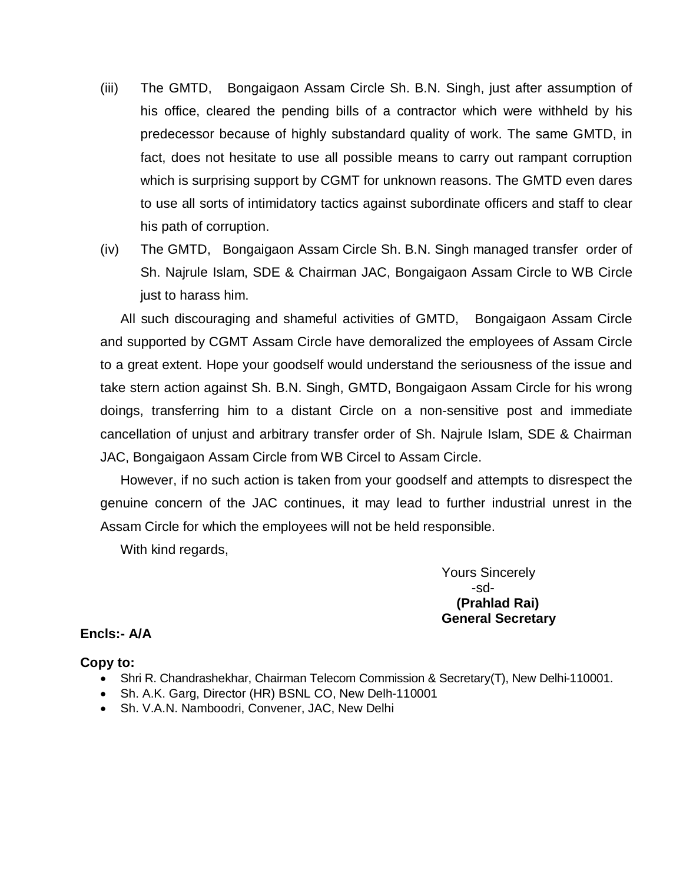(iii) The GMTD, Bongaigaon Assam Circle Sh. B.N. Singh, just after assumption of his office, cleared the pending bills of a contractor which were withheld by his predecessor because of highly substandard quality of work. The same GMTD, in fact, does not hesitate to use all possible means to carry out rampant corruption which is surprising support by CGMT for unknown reasons. The GMTD even dares to use all sorts of intimidatory tactics against subordinate officers and staff to clear his path of corruption.

(iv) The GMTD, Bongaigaon Assam Circle Sh. B.N. Singh managed transfer order of Sh. Najrule Islam, SDE & Chairman JAC, Bongaigaon Assam Circle to WB Circle just to harass him.

All such discouraging and shameful activities of GMTD, Bongaigaon Assam Circle and supported by CGMT Assam Circle have demoralized the employees of Assam Circle to a great extent. Hope your goodself would understand the seriousness of the issue and take stern action against Sh. B.N. Singh, GMTD, Bongaigaon Assam Circle for his wrong doings, transferring him to a distant Circle on a non-sensitive post and immediate cancellation of unjust and arbitrary transfer order of Sh. Najrule Islam, SDE & Chairman JAC, Bongaigaon Assam Circle from WB Circel to Assam Circle.

However, if no such action is taken from your goodself and attempts to disrespect the genuine concern of the JAC continues, it may lead to further industrial unrest in the Assam Circle for which the employees will not be held responsible.

With kind regards,

Yours Sincerely
-sd-
**(Prahlad Rai)**
**General Secretary**

**Encls:- A/A**

**Copy to:**

- Shri R. Chandrashekhar, Chairman Telecom Commission & Secretary(T), New Delhi-110001.
- Sh. A.K. Garg, Director (HR) BSNL CO, New Delh-110001
- Sh. V.A.N. Namboodri, Convener, JAC, New Delhi